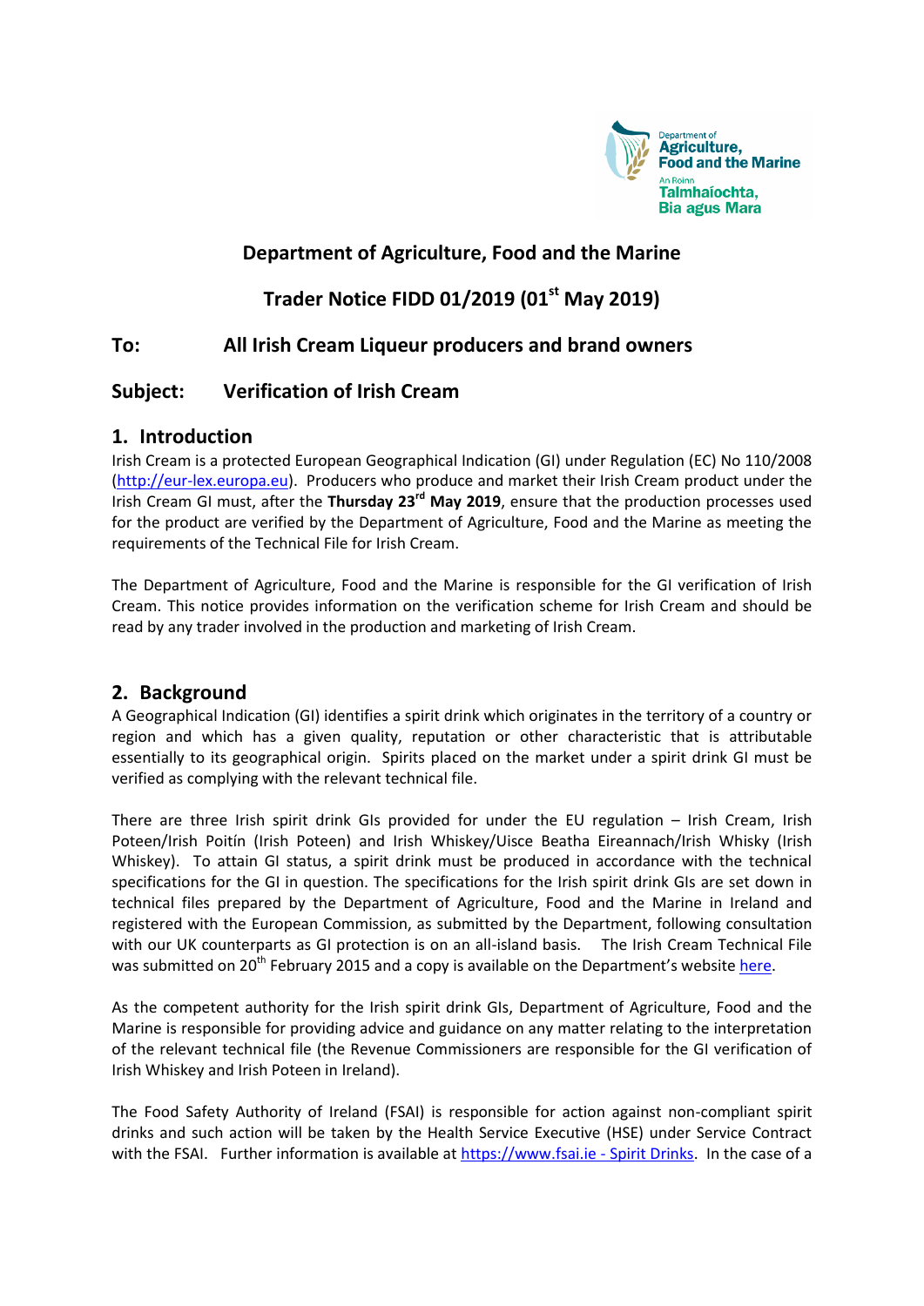Department of Agriculture, Food and the Marine
An Roinn Talmhaíochta, Bia agus Mara

# Department of Agriculture, Food and the Marine

## Trader Notice FIDD 01/2019 (01st May 2019)

**To:** All Irish Cream Liqueur producers and brand owners

**Subject:** Verification of Irish Cream

## 1. Introduction

Irish Cream is a protected European Geographical Indication (GI) under Regulation (EC) No 110/2008 (http://eur-lex.europa.eu). Producers who produce and market their Irish Cream product under the Irish Cream GI must, after the **Thursday 23rd May 2019**, ensure that the production processes used for the product are verified by the Department of Agriculture, Food and the Marine as meeting the requirements of the Technical File for Irish Cream.

The Department of Agriculture, Food and the Marine is responsible for the GI verification of Irish Cream. This notice provides information on the verification scheme for Irish Cream and should be read by any trader involved in the production and marketing of Irish Cream.

## 2. Background

A Geographical Indication (GI) identifies a spirit drink which originates in the territory of a country or region and which has a given quality, reputation or other characteristic that is attributable essentially to its geographical origin. Spirits placed on the market under a spirit drink GI must be verified as complying with the relevant technical file.

There are three Irish spirit drink GIs provided for under the EU regulation – Irish Cream, Irish Poteen/Irish Poitín (Irish Poteen) and Irish Whiskey/Uisce Beatha Eireannach/Irish Whisky (Irish Whiskey). To attain GI status, a spirit drink must be produced in accordance with the technical specifications for the GI in question. The specifications for the Irish spirit drink GIs are set down in technical files prepared by the Department of Agriculture, Food and the Marine in Ireland and registered with the European Commission, as submitted by the Department, following consultation with our UK counterparts as GI protection is on an all-island basis. The Irish Cream Technical File was submitted on 20th February 2015 and a copy is available on the Department's website here.

As the competent authority for the Irish spirit drink GIs, Department of Agriculture, Food and the Marine is responsible for providing advice and guidance on any matter relating to the interpretation of the relevant technical file (the Revenue Commissioners are responsible for the GI verification of Irish Whiskey and Irish Poteen in Ireland).

The Food Safety Authority of Ireland (FSAI) is responsible for action against non-compliant spirit drinks and such action will be taken by the Health Service Executive (HSE) under Service Contract with the FSAI. Further information is available at https://www.fsai.ie - Spirit Drinks. In the case of a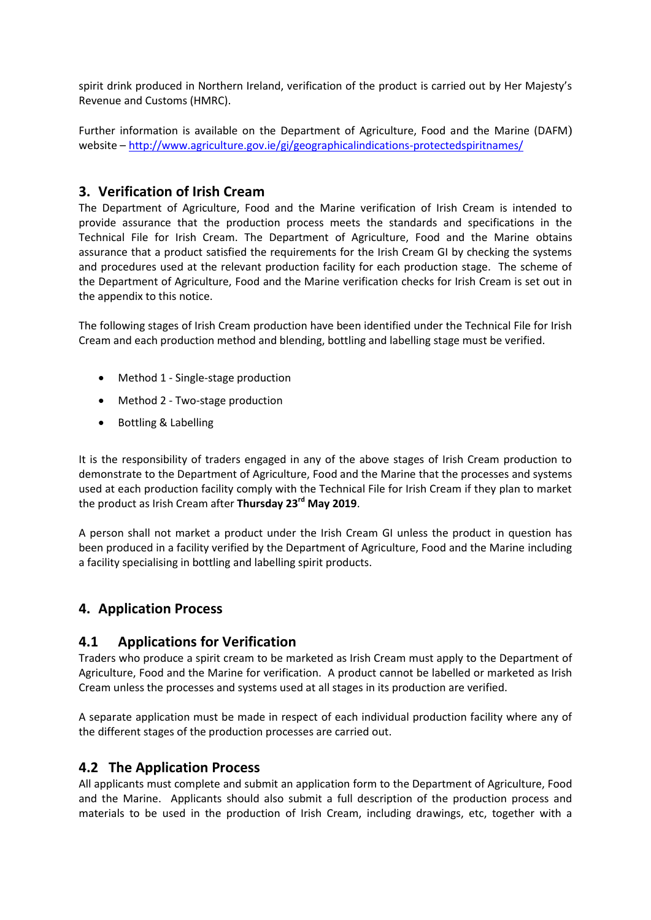spirit drink produced in Northern Ireland, verification of the product is carried out by Her Majesty's Revenue and Customs (HMRC).

Further information is available on the Department of Agriculture, Food and the Marine (DAFM) website – [http://www.agriculture.gov.ie/gi/geographicalindications-protectedspiritnames/](http://www.agriculture.gov.ie/gi/geographicalindications-protectedspiritnames/)

## 3. Verification of Irish Cream

The Department of Agriculture, Food and the Marine verification of Irish Cream is intended to provide assurance that the production process meets the standards and specifications in the Technical File for Irish Cream. The Department of Agriculture, Food and the Marine obtains assurance that a product satisfied the requirements for the Irish Cream GI by checking the systems and procedures used at the relevant production facility for each production stage. The scheme of the Department of Agriculture, Food and the Marine verification checks for Irish Cream is set out in the appendix to this notice.

The following stages of Irish Cream production have been identified under the Technical File for Irish Cream and each production method and blending, bottling and labelling stage must be verified.

- Method 1 - Single-stage production
- Method 2 - Two-stage production
- Bottling & Labelling

It is the responsibility of traders engaged in any of the above stages of Irish Cream production to demonstrate to the Department of Agriculture, Food and the Marine that the processes and systems used at each production facility comply with the Technical File for Irish Cream if they plan to market the product as Irish Cream after **Thursday 23rd May 2019**.

A person shall not market a product under the Irish Cream GI unless the product in question has been produced in a facility verified by the Department of Agriculture, Food and the Marine including a facility specialising in bottling and labelling spirit products.

## 4. Application Process

### 4.1 Applications for Verification

Traders who produce a spirit cream to be marketed as Irish Cream must apply to the Department of Agriculture, Food and the Marine for verification. A product cannot be labelled or marketed as Irish Cream unless the processes and systems used at all stages in its production are verified.

A separate application must be made in respect of each individual production facility where any of the different stages of the production processes are carried out.

### 4.2 The Application Process

All applicants must complete and submit an application form to the Department of Agriculture, Food and the Marine. Applicants should also submit a full description of the production process and materials to be used in the production of Irish Cream, including drawings, etc, together with a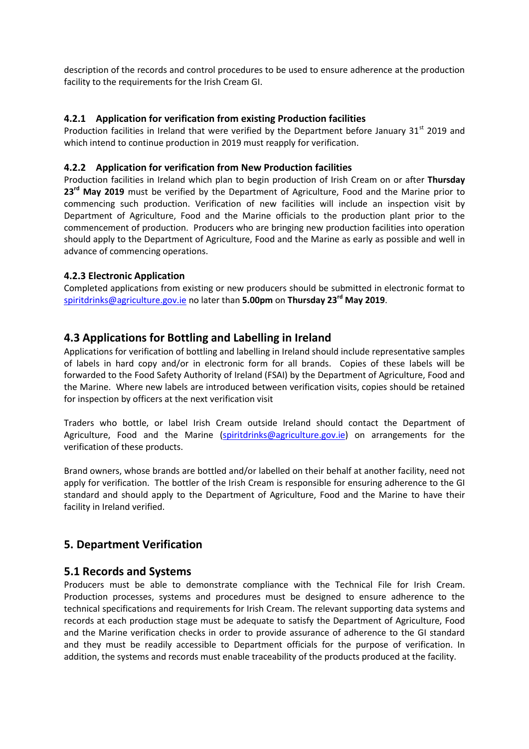description of the records and control procedures to be used to ensure adherence at the production facility to the requirements for the Irish Cream GI.

#### 4.2.1 Application for verification from existing Production facilities

Production facilities in Ireland that were verified by the Department before January 31st 2019 and which intend to continue production in 2019 must reapply for verification.

#### 4.2.2 Application for verification from New Production facilities

Production facilities in Ireland which plan to begin production of Irish Cream on or after **Thursday 23rd May 2019** must be verified by the Department of Agriculture, Food and the Marine prior to commencing such production. Verification of new facilities will include an inspection visit by Department of Agriculture, Food and the Marine officials to the production plant prior to the commencement of production. Producers who are bringing new production facilities into operation should apply to the Department of Agriculture, Food and the Marine as early as possible and well in advance of commencing operations.

#### 4.2.3 Electronic Application

Completed applications from existing or new producers should be submitted in electronic format to spiritdrinks@agriculture.gov.ie no later than **5.00pm** on **Thursday 23rd May 2019**.

### 4.3 Applications for Bottling and Labelling in Ireland

Applications for verification of bottling and labelling in Ireland should include representative samples of labels in hard copy and/or in electronic form for all brands. Copies of these labels will be forwarded to the Food Safety Authority of Ireland (FSAI) by the Department of Agriculture, Food and the Marine. Where new labels are introduced between verification visits, copies should be retained for inspection by officers at the next verification visit

Traders who bottle, or label Irish Cream outside Ireland should contact the Department of Agriculture, Food and the Marine (spiritdrinks@agriculture.gov.ie) on arrangements for the verification of these products.

Brand owners, whose brands are bottled and/or labelled on their behalf at another facility, need not apply for verification. The bottler of the Irish Cream is responsible for ensuring adherence to the GI standard and should apply to the Department of Agriculture, Food and the Marine to have their facility in Ireland verified.

## 5. Department Verification

### 5.1 Records and Systems

Producers must be able to demonstrate compliance with the Technical File for Irish Cream. Production processes, systems and procedures must be designed to ensure adherence to the technical specifications and requirements for Irish Cream. The relevant supporting data systems and records at each production stage must be adequate to satisfy the Department of Agriculture, Food and the Marine verification checks in order to provide assurance of adherence to the GI standard and they must be readily accessible to Department officials for the purpose of verification. In addition, the systems and records must enable traceability of the products produced at the facility.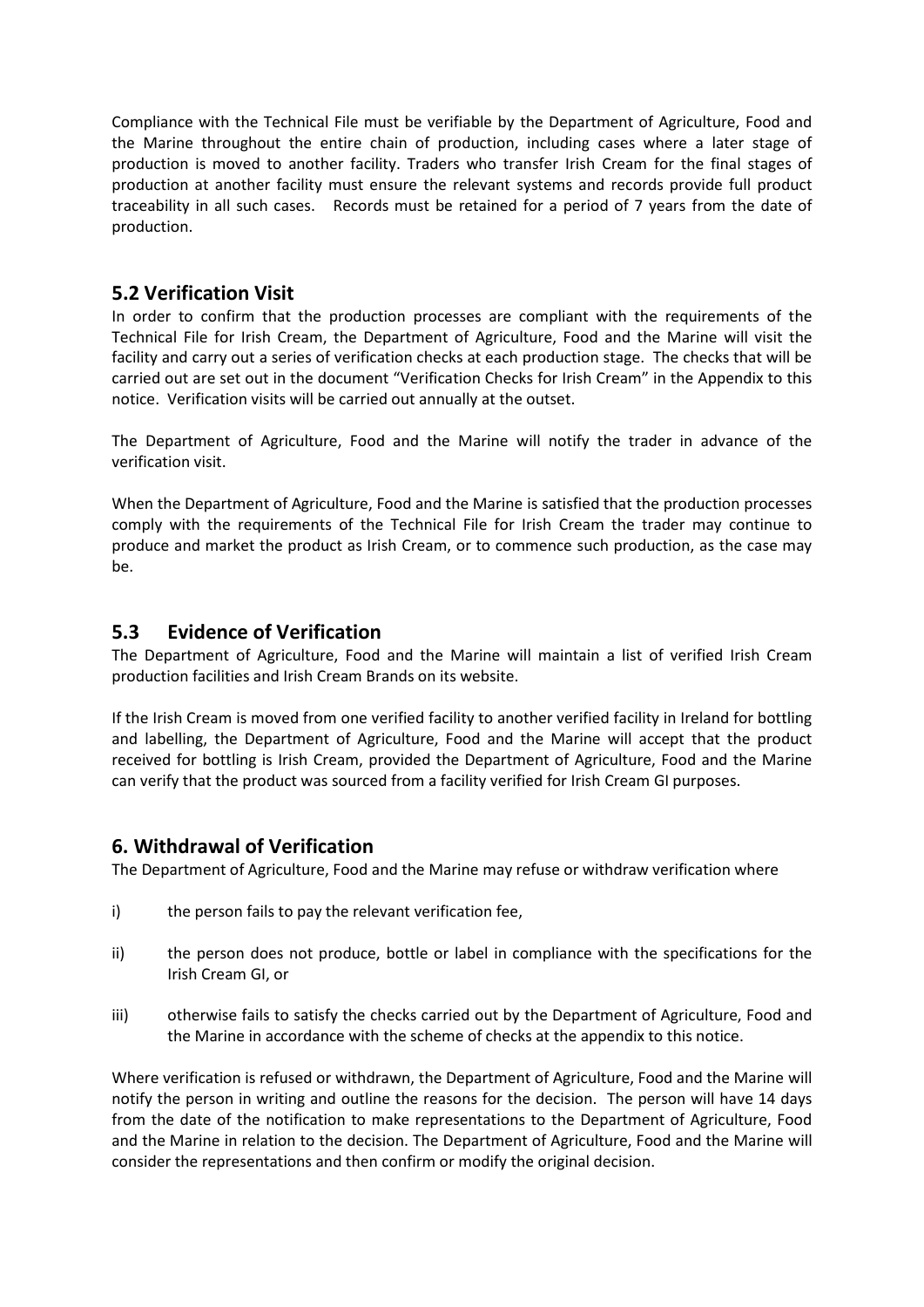Compliance with the Technical File must be verifiable by the Department of Agriculture, Food and the Marine throughout the entire chain of production, including cases where a later stage of production is moved to another facility. Traders who transfer Irish Cream for the final stages of production at another facility must ensure the relevant systems and records provide full product traceability in all such cases. Records must be retained for a period of 7 years from the date of production.

## 5.2 Verification Visit

In order to confirm that the production processes are compliant with the requirements of the Technical File for Irish Cream, the Department of Agriculture, Food and the Marine will visit the facility and carry out a series of verification checks at each production stage. The checks that will be carried out are set out in the document "Verification Checks for Irish Cream" in the Appendix to this notice. Verification visits will be carried out annually at the outset.

The Department of Agriculture, Food and the Marine will notify the trader in advance of the verification visit.

When the Department of Agriculture, Food and the Marine is satisfied that the production processes comply with the requirements of the Technical File for Irish Cream the trader may continue to produce and market the product as Irish Cream, or to commence such production, as the case may be.

## 5.3 Evidence of Verification

The Department of Agriculture, Food and the Marine will maintain a list of verified Irish Cream production facilities and Irish Cream Brands on its website.

If the Irish Cream is moved from one verified facility to another verified facility in Ireland for bottling and labelling, the Department of Agriculture, Food and the Marine will accept that the product received for bottling is Irish Cream, provided the Department of Agriculture, Food and the Marine can verify that the product was sourced from a facility verified for Irish Cream GI purposes.

## 6. Withdrawal of Verification

The Department of Agriculture, Food and the Marine may refuse or withdraw verification where

i) the person fails to pay the relevant verification fee,

ii) the person does not produce, bottle or label in compliance with the specifications for the Irish Cream GI, or

iii) otherwise fails to satisfy the checks carried out by the Department of Agriculture, Food and the Marine in accordance with the scheme of checks at the appendix to this notice.

Where verification is refused or withdrawn, the Department of Agriculture, Food and the Marine will notify the person in writing and outline the reasons for the decision. The person will have 14 days from the date of the notification to make representations to the Department of Agriculture, Food and the Marine in relation to the decision. The Department of Agriculture, Food and the Marine will consider the representations and then confirm or modify the original decision.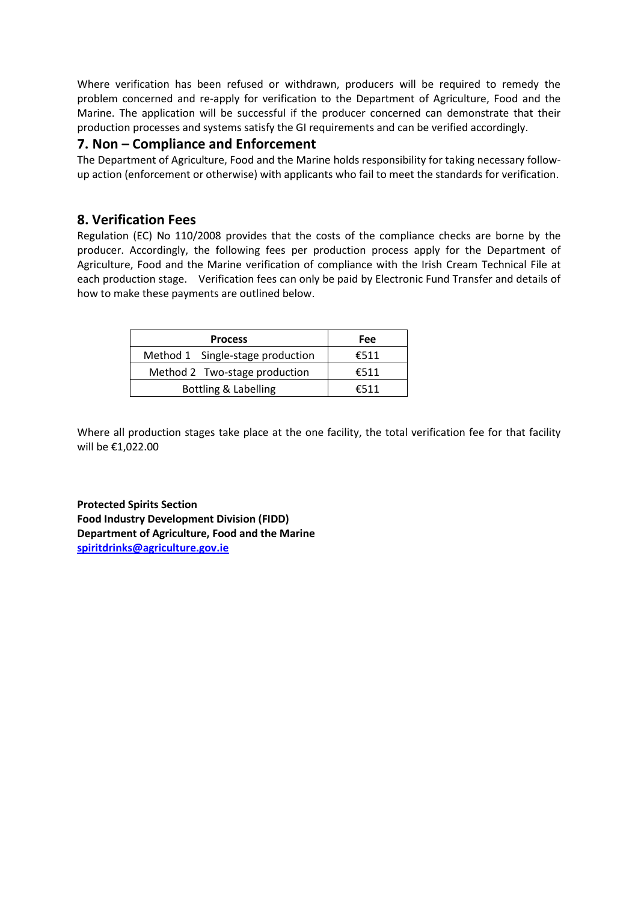Where verification has been refused or withdrawn, producers will be required to remedy the problem concerned and re-apply for verification to the Department of Agriculture, Food and the Marine. The application will be successful if the producer concerned can demonstrate that their production processes and systems satisfy the GI requirements and can be verified accordingly.

## 7. Non – Compliance and Enforcement

The Department of Agriculture, Food and the Marine holds responsibility for taking necessary follow-up action (enforcement or otherwise) with applicants who fail to meet the standards for verification.

## 8. Verification Fees

Regulation (EC) No 110/2008 provides that the costs of the compliance checks are borne by the producer. Accordingly, the following fees per production process apply for the Department of Agriculture, Food and the Marine verification of compliance with the Irish Cream Technical File at each production stage. Verification fees can only be paid by Electronic Fund Transfer and details of how to make these payments are outlined below.

| Process | Fee |
|---|---|
| Method 1 Single-stage production | €511 |
| Method 2 Two-stage production | €511 |
| Bottling & Labelling | €511 |

Where all production stages take place at the one facility, the total verification fee for that facility will be €1,022.00

**Protected Spirits Section**
**Food Industry Development Division (FIDD)**
**Department of Agriculture, Food and the Marine**
**spiritdrinks@agriculture.gov.ie**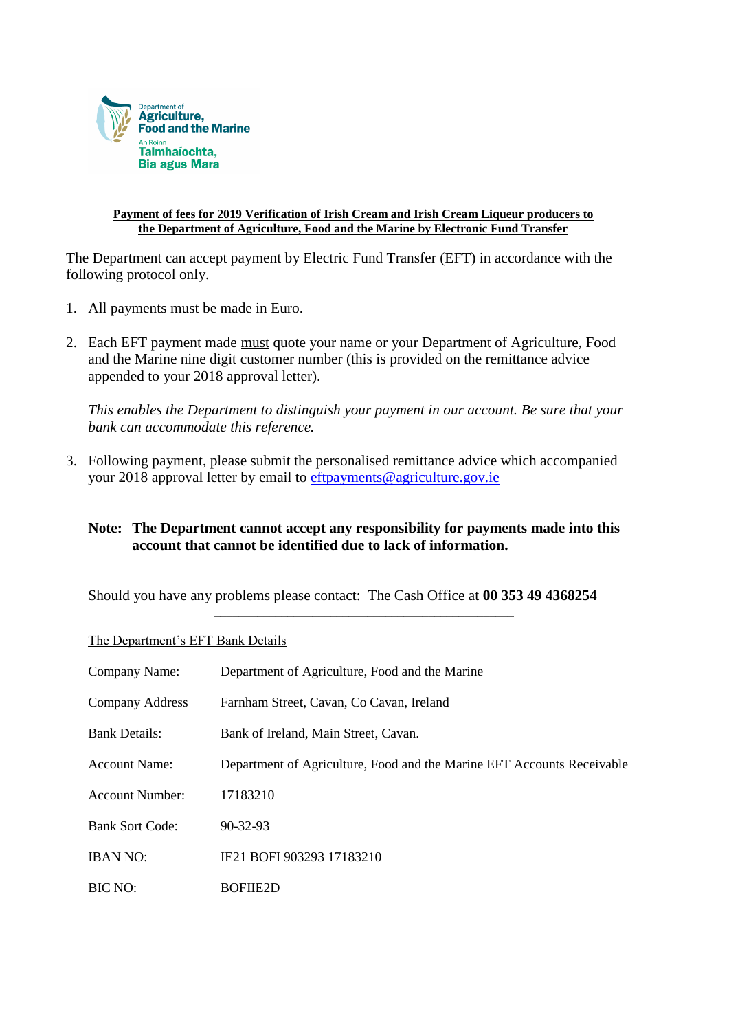Department of Agriculture, Food and the Marine
An Roinn Talmhaíochta, Bia agus Mara

**Payment of fees for 2019 Verification of Irish Cream and Irish Cream Liqueur producers to the Department of Agriculture, Food and the Marine by Electronic Fund Transfer**

The Department can accept payment by Electric Fund Transfer (EFT) in accordance with the following protocol only.

1. All payments must be made in Euro.

2. Each EFT payment made must quote your name or your Department of Agriculture, Food and the Marine nine digit customer number (this is provided on the remittance advice appended to your 2018 approval letter).

   *This enables the Department to distinguish your payment in our account. Be sure that your bank can accommodate this reference.*

3. Following payment, please submit the personalised remittance advice which accompanied your 2018 approval letter by email to eftpayments@agriculture.gov.ie

**Note: The Department cannot accept any responsibility for payments made into this account that cannot be identified due to lack of information.**

Should you have any problems please contact: The Cash Office at **00 353 49 4368254**

---

The Department's EFT Bank Details

| | |
|---|---|
| Company Name: | Department of Agriculture, Food and the Marine |
| Company Address | Farnham Street, Cavan, Co Cavan, Ireland |
| Bank Details: | Bank of Ireland, Main Street, Cavan. |
| Account Name: | Department of Agriculture, Food and the Marine EFT Accounts Receivable |
| Account Number: | 17183210 |
| Bank Sort Code: | 90-32-93 |
| IBAN NO: | IE21 BOFI 903293 17183210 |
| BIC NO: | BOFIIE2D |